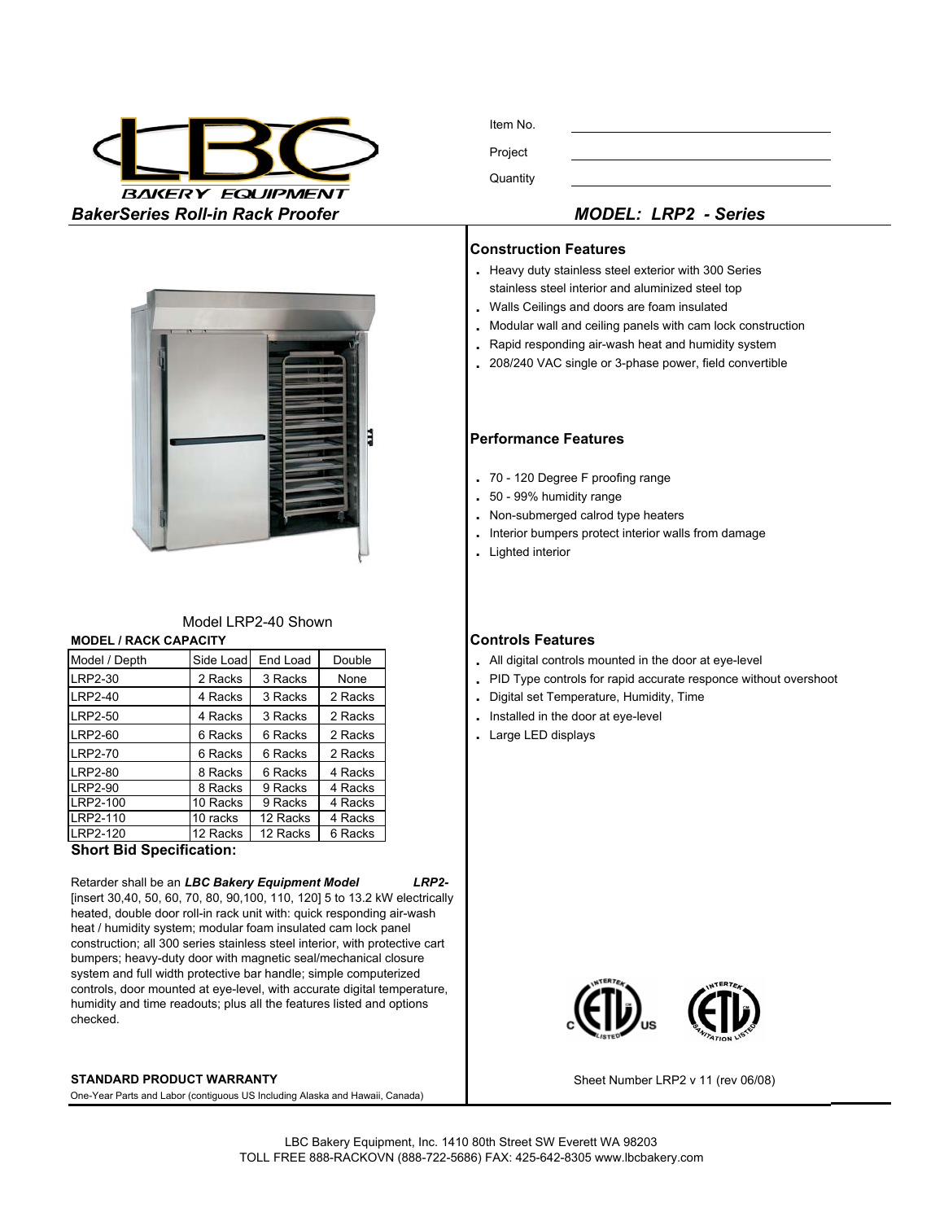LBC BAKERY EQUIPMENT

Item No. ____________________

Project ____________________

Quantity ____________________

## *BakerSeries Roll-in Rack Proofer*

## *MODEL: LRP2 - Series*

Model LRP2-40 Shown

**MODEL / RACK CAPACITY**

| Model / Depth | Side Load | End Load | Double |
|---|---|---|---|
| LRP2-30 | 2 Racks | 3 Racks | None |
| LRP2-40 | 4 Racks | 3 Racks | 2 Racks |
| LRP2-50 | 4 Racks | 3 Racks | 2 Racks |
| LRP2-60 | 6 Racks | 6 Racks | 2 Racks |
| LRP2-70 | 6 Racks | 6 Racks | 2 Racks |
| LRP2-80 | 8 Racks | 6 Racks | 4 Racks |
| LRP2-90 | 8 Racks | 9 Racks | 4 Racks |
| LRP2-100 | 10 Racks | 9 Racks | 4 Racks |
| LRP2-110 | 10 racks | 12 Racks | 4 Racks |
| LRP2-120 | 12 Racks | 12 Racks | 6 Racks |

### Short Bid Specification:

Retarder shall be an ***LBC Bakery Equipment Model LRP2-*** [insert 30,40, 50, 60, 70, 80, 90,100, 110, 120] 5 to 13.2 kW electrically heated, double door roll-in rack unit with: quick responding air-wash heat / humidity system; modular foam insulated cam lock panel construction; all 300 series stainless steel interior, with protective cart bumpers; heavy-duty door with magnetic seal/mechanical closure system and full width protective bar handle; simple computerized controls, door mounted at eye-level, with accurate digital temperature, humidity and time readouts; plus all the features listed and options checked.

**STANDARD PRODUCT WARRANTY**

One-Year Parts and Labor (contiguous US Including Alaska and Hawaii, Canada)

### Construction Features

- Heavy duty stainless steel exterior with 300 Series stainless steel interior and aluminized steel top
- Walls Ceilings and doors are foam insulated
- Modular wall and ceiling panels with cam lock construction
- Rapid responding air-wash heat and humidity system
- 208/240 VAC single or 3-phase power, field convertible

### Performance Features

- 70 - 120 Degree F proofing range
- 50 - 99% humidity range
- Non-submerged calrod type heaters
- Interior bumpers protect interior walls from damage
- Lighted interior

### Controls Features

- All digital controls mounted in the door at eye-level
- PID Type controls for rapid accurate responce without overshoot
- Digital set Temperature, Humidity, Time
- Installed in the door at eye-level
- Large LED displays

Sheet Number LRP2 v 11 (rev 06/08)

LBC Bakery Equipment, Inc. 1410 80th Street SW Everett WA 98203
TOLL FREE 888-RACKOVN (888-722-5686) FAX: 425-642-8305 www.lbcbakery.com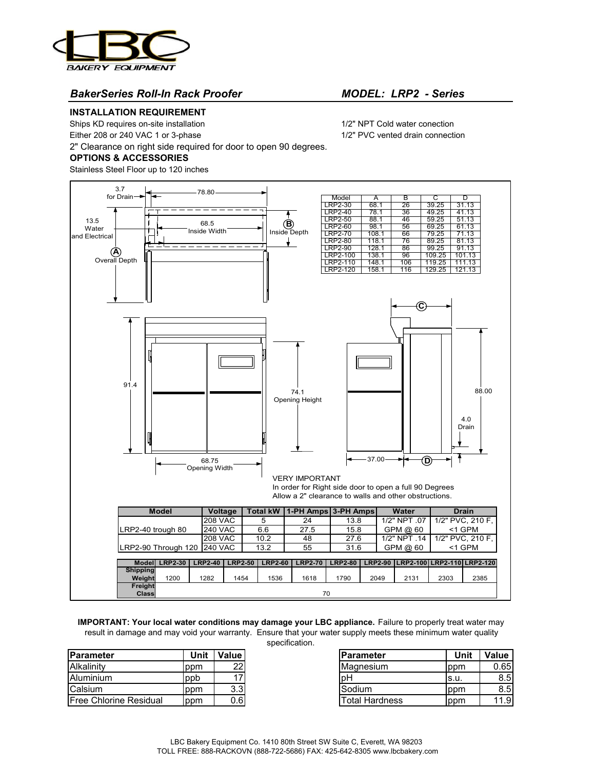BakerSeries Roll-In Rack Proofer

*BakerSeries Roll-In Rack Proofer* *MODEL: LRP2 - Series*

**INSTALLATION REQUIREMENT**

Ships KD requires on-site installation

Either 208 or 240 VAC 1 or 3-phase

2" Clearance on right side required for door to open 90 degrees.

1/2" NPT Cold water conection

1/2" PVC vented drain connection

**OPTIONS & ACCESSORIES**

Stainless Steel Floor up to 120 inches

3.7 for Drain

78.80

13.5 Water and Electrical

68.5 Inside Width

B Inside Depth

A Overall Depth

| Model | A | B | C | D |
|---|---|---|---|---|
| LRP2-30 | 68.1 | 26 | 39.25 | 31.13 |
| LRP2-40 | 78.1 | 36 | 49.25 | 41.13 |
| LRP2-50 | 88.1 | 46 | 59.25 | 51.13 |
| LRP2-60 | 98.1 | 56 | 69.25 | 61.13 |
| LRP2-70 | 108.1 | 66 | 79.25 | 71.13 |
| LRP2-80 | 118.1 | 76 | 89.25 | 81.13 |
| LRP2-90 | 128.1 | 86 | 99.25 | 91.13 |
| LRP2-100 | 138.1 | 96 | 109.25 | 101.13 |
| LRP2-110 | 148.1 | 106 | 119.25 | 111.13 |
| LRP2-120 | 158.1 | 116 | 129.25 | 121.13 |

C

91.4

74.1 Opening Height

88.00

4.0 Drain

68.75 Opening Width

37.00

D

VERY IMPORTANT
In order for Right side door to open a full 90 Degrees
Allow a 2" clearance to walls and other obstructions.

| Model | Voltage | Total kW | 1-PH Amps | 3-PH Amps | Water | Drain |
|---|---|---|---|---|---|---|
| LRP2-40 trough 80 | 208 VAC | 5 | 24 | 13.8 | 1/2" NPT .07 GPM @ 60 | 1/2" PVC, 210 F, <1 GPM |
| | 240 VAC | 6.6 | 27.5 | 15.8 | | |
| LRP2-90 Through 120 | 208 VAC | 10.2 | 48 | 27.6 | 1/2" NPT .14 GPM @ 60 | 1/2" PVC, 210 F, <1 GPM |
| | 240 VAC | 13.2 | 55 | 31.6 | | |

| Model | LRP2-30 | LRP2-40 | LRP2-50 | LRP2-60 | LRP2-70 | LRP2-80 | LRP2-90 | LRP2-100 | LRP2-110 | LRP2-120 |
|---|---|---|---|---|---|---|---|---|---|---|
| Shipping Weight | 1200 | 1282 | 1454 | 1536 | 1618 | 1790 | 2049 | 2131 | 2303 | 2385 |
| Freight Class | 70 | | | | | | | | | |

**IMPORTANT: Your local water conditions may damage your LBC appliance.** Failure to properly treat water may result in damage and may void your warranty. Ensure that your water supply meets these minimum water quality specification.

| Parameter | Unit | Value |
|---|---|---|
| Alkalinity | ppm | 22 |
| Aluminium | ppb | 17 |
| Calsium | ppm | 3.3 |
| Free Chlorine Residual | ppm | 0.6 |

| Parameter | Unit | Value |
|---|---|---|
| Magnesium | ppm | 0.65 |
| pH | s.u. | 8.5 |
| Sodium | ppm | 8.5 |
| Total Hardness | ppm | 11.9 |

LBC Bakery Equipment Co. 1410 80th Street SW Suite C, Everett, WA 98203
TOLL FREE: 888-RACKOVN (888-722-5686) FAX: 425-642-8305 www.lbcbakery.com